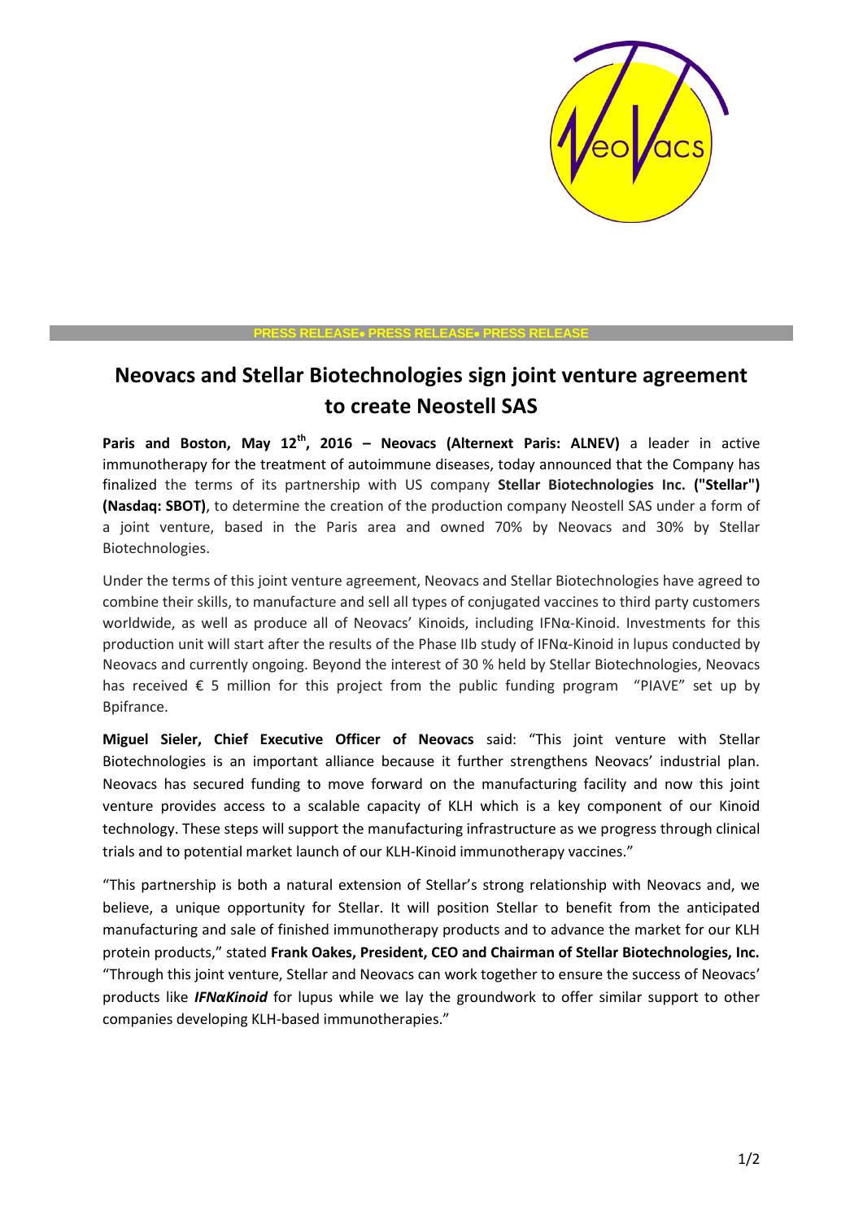PRESS RELEASE• PRESS RELEASE• PRESS RELEASE

# Neovacs and Stellar Biotechnologies sign joint venture agreement to create Neostell SAS

**Paris and Boston, May 12th, 2016 – Neovacs (Alternext Paris: ALNEV)** a leader in active immunotherapy for the treatment of autoimmune diseases, today announced that the Company has finalized the terms of its partnership with US company **Stellar Biotechnologies Inc. ("Stellar") (Nasdaq: SBOT)**, to determine the creation of the production company Neostell SAS under a form of a joint venture, based in the Paris area and owned 70% by Neovacs and 30% by Stellar Biotechnologies.

Under the terms of this joint venture agreement, Neovacs and Stellar Biotechnologies have agreed to combine their skills, to manufacture and sell all types of conjugated vaccines to third party customers worldwide, as well as produce all of Neovacs' Kinoids, including IFNα-Kinoid. Investments for this production unit will start after the results of the Phase IIb study of IFNα-Kinoid in lupus conducted by Neovacs and currently ongoing. Beyond the interest of 30 % held by Stellar Biotechnologies, Neovacs has received € 5 million for this project from the public funding program "PIAVE" set up by Bpifrance.

**Miguel Sieler, Chief Executive Officer of Neovacs** said: "This joint venture with Stellar Biotechnologies is an important alliance because it further strengthens Neovacs' industrial plan. Neovacs has secured funding to move forward on the manufacturing facility and now this joint venture provides access to a scalable capacity of KLH which is a key component of our Kinoid technology. These steps will support the manufacturing infrastructure as we progress through clinical trials and to potential market launch of our KLH-Kinoid immunotherapy vaccines."

"This partnership is both a natural extension of Stellar's strong relationship with Neovacs and, we believe, a unique opportunity for Stellar. It will position Stellar to benefit from the anticipated manufacturing and sale of finished immunotherapy products and to advance the market for our KLH protein products," stated **Frank Oakes, President, CEO and Chairman of Stellar Biotechnologies, Inc.** "Through this joint venture, Stellar and Neovacs can work together to ensure the success of Neovacs' products like ***IFNαKinoid*** for lupus while we lay the groundwork to offer similar support to other companies developing KLH-based immunotherapies."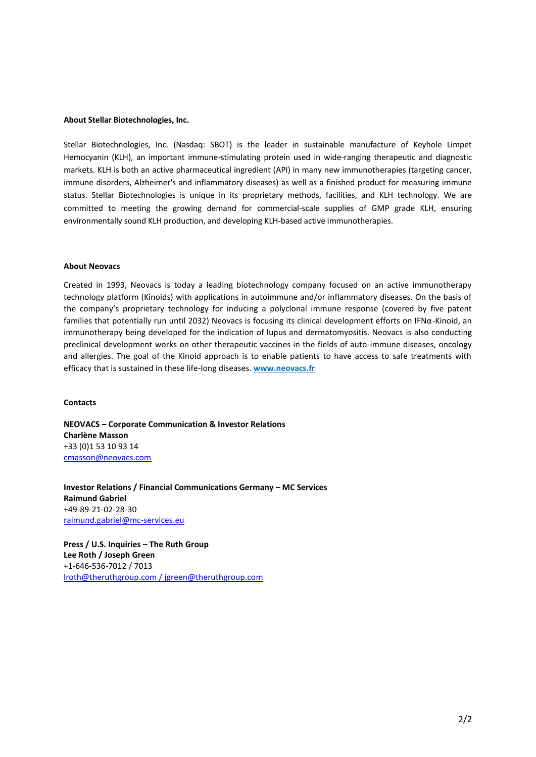**About Stellar Biotechnologies, Inc.**

Stellar Biotechnologies, Inc. (Nasdaq: SBOT) is the leader in sustainable manufacture of Keyhole Limpet Hemocyanin (KLH), an important immune-stimulating protein used in wide-ranging therapeutic and diagnostic markets. KLH is both an active pharmaceutical ingredient (API) in many new immunotherapies (targeting cancer, immune disorders, Alzheimer's and inflammatory diseases) as well as a finished product for measuring immune status. Stellar Biotechnologies is unique in its proprietary methods, facilities, and KLH technology. We are committed to meeting the growing demand for commercial-scale supplies of GMP grade KLH, ensuring environmentally sound KLH production, and developing KLH-based active immunotherapies.

**About Neovacs**

Created in 1993, Neovacs is today a leading biotechnology company focused on an active immunotherapy technology platform (Kinoids) with applications in autoimmune and/or inflammatory diseases. On the basis of the company's proprietary technology for inducing a polyclonal immune response (covered by five patent families that potentially run until 2032) Neovacs is focusing its clinical development efforts on IFNα-Kinoid, an immunotherapy being developed for the indication of lupus and dermatomyositis. Neovacs is also conducting preclinical development works on other therapeutic vaccines in the fields of auto-immune diseases, oncology and allergies. The goal of the Kinoid approach is to enable patients to have access to safe treatments with efficacy that is sustained in these life-long diseases. **www.neovacs.fr**

**Contacts**

**NEOVACS – Corporate Communication & Investor Relations**
**Charlène Masson**
+33 (0)1 53 10 93 14
cmasson@neovacs.com

**Investor Relations / Financial Communications Germany – MC Services**
**Raimund Gabriel**
+49-89-21-02-28-30
raimund.gabriel@mc-services.eu

**Press / U.S. Inquiries – The Ruth Group**
**Lee Roth / Joseph Green**
+1-646-536-7012 / 7013
lroth@theruthgroup.com / jgreen@theruthgroup.com